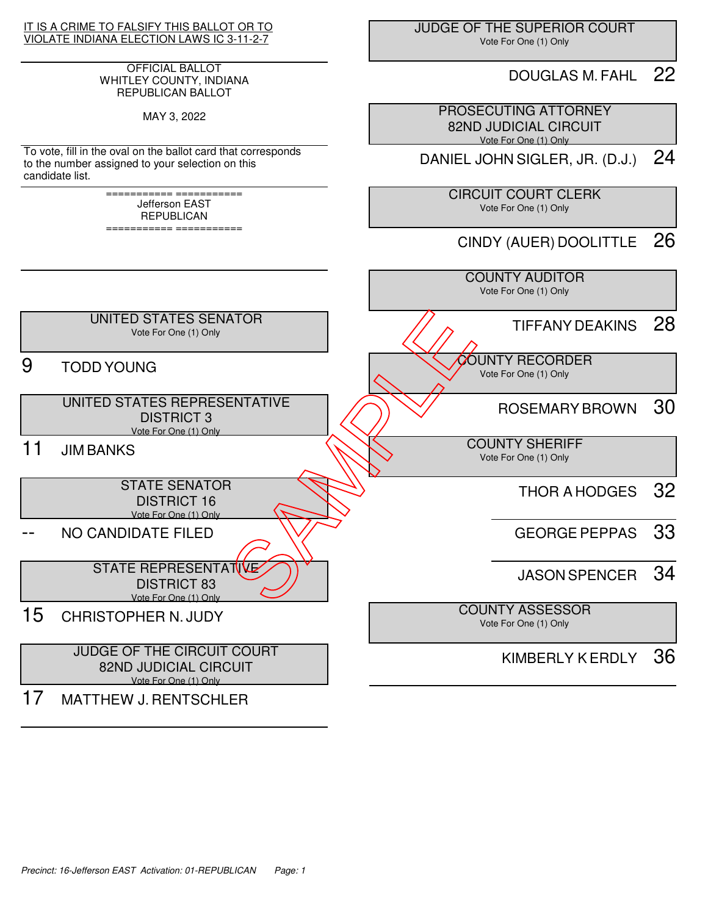IT IS A CRIME TO FALSIFY THIS BALLOT OR TO VIOLATE INDIANA ELECTION LAWS IC 3-11-2-7

OFFICIAL BALLOT
WHITLEY COUNTY, INDIANA
REPUBLICAN BALLOT

MAY 3, 2022

To vote, fill in the oval on the ballot card that corresponds to the number assigned to your selection on this candidate list.

=========== ===========
Jefferson EAST
REPUBLICAN
=========== ===========

### UNITED STATES SENATOR
Vote For One (1) Only

9 TODD YOUNG

### UNITED STATES REPRESENTATIVE DISTRICT 3
Vote For One (1) Only

11 JIM BANKS

### STATE SENATOR DISTRICT 16
Vote For One (1) Only

-- NO CANDIDATE FILED

### STATE REPRESENTATIVE DISTRICT 83
Vote For One (1) Only

15 CHRISTOPHER N. JUDY

### JUDGE OF THE CIRCUIT COURT 82ND JUDICIAL CIRCUIT
Vote For One (1) Only

17 MATTHEW J. RENTSCHLER

### JUDGE OF THE SUPERIOR COURT
Vote For One (1) Only

DOUGLAS M. FAHL 22

### PROSECUTING ATTORNEY 82ND JUDICIAL CIRCUIT
Vote For One (1) Only

DANIEL JOHN SIGLER, JR. (D.J.) 24

### CIRCUIT COURT CLERK
Vote For One (1) Only

CINDY (AUER) DOOLITTLE 26

### COUNTY AUDITOR
Vote For One (1) Only

TIFFANY DEAKINS 28

### COUNTY RECORDER
Vote For One (1) Only

ROSEMARY BROWN 30

### COUNTY SHERIFF
Vote For One (1) Only

THOR A HODGES 32

GEORGE PEPPAS 33

JASON SPENCER 34

### COUNTY ASSESSOR
Vote For One (1) Only

KIMBERLY K ERDLY 36

SAMPLE

*Precinct: 16-Jefferson EAST Activation: 01-REPUBLICAN*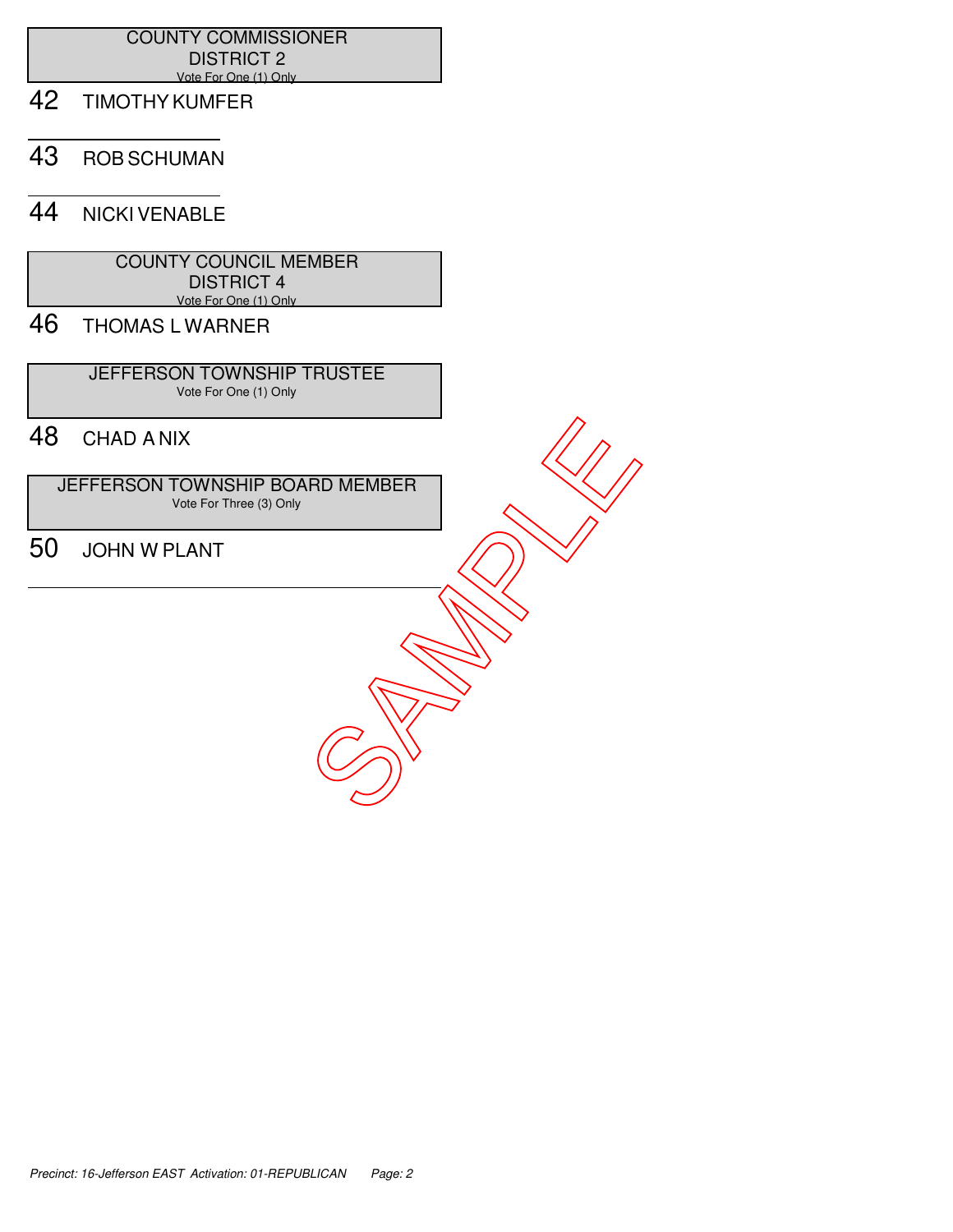## COUNTY COMMISSIONER
## DISTRICT 2
Vote For One (1) Only

42 TIMOTHY KUMFER

43 ROB SCHUMAN

44 NICKI VENABLE

## COUNTY COUNCIL MEMBER
## DISTRICT 4
Vote For One (1) Only

46 THOMAS L WARNER

## JEFFERSON TOWNSHIP TRUSTEE
Vote For One (1) Only

48 CHAD A NIX

## JEFFERSON TOWNSHIP BOARD MEMBER
Vote For Three (3) Only

50 JOHN W PLANT

SAMPLE

*Precinct: 16-Jefferson EAST Activation: 01-REPUBLICAN*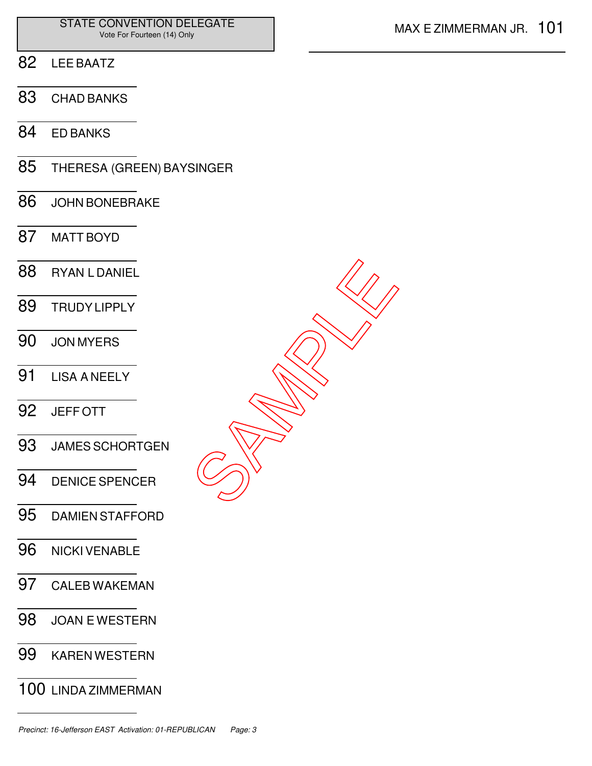## STATE CONVENTION DELEGATE

Vote For Fourteen (14) Only

82 LEE BAATZ

83 CHAD BANKS

84 ED BANKS

85 THERESA (GREEN) BAYSINGER

86 JOHN BONEBRAKE

87 MATT BOYD

88 RYAN L DANIEL

89 TRUDY LIPPLY

90 JON MYERS

91 LISA A NEELY

92 JEFF OTT

93 JAMES SCHORTGEN

94 DENICE SPENCER

95 DAMIEN STAFFORD

96 NICKI VENABLE

97 CALEB WAKEMAN

98 JOAN E WESTERN

99 KAREN WESTERN

100 LINDA ZIMMERMAN

101 MAX E ZIMMERMAN JR.

SAMPLE

*Precinct: 16-Jefferson EAST Activation: 01-REPUBLICAN*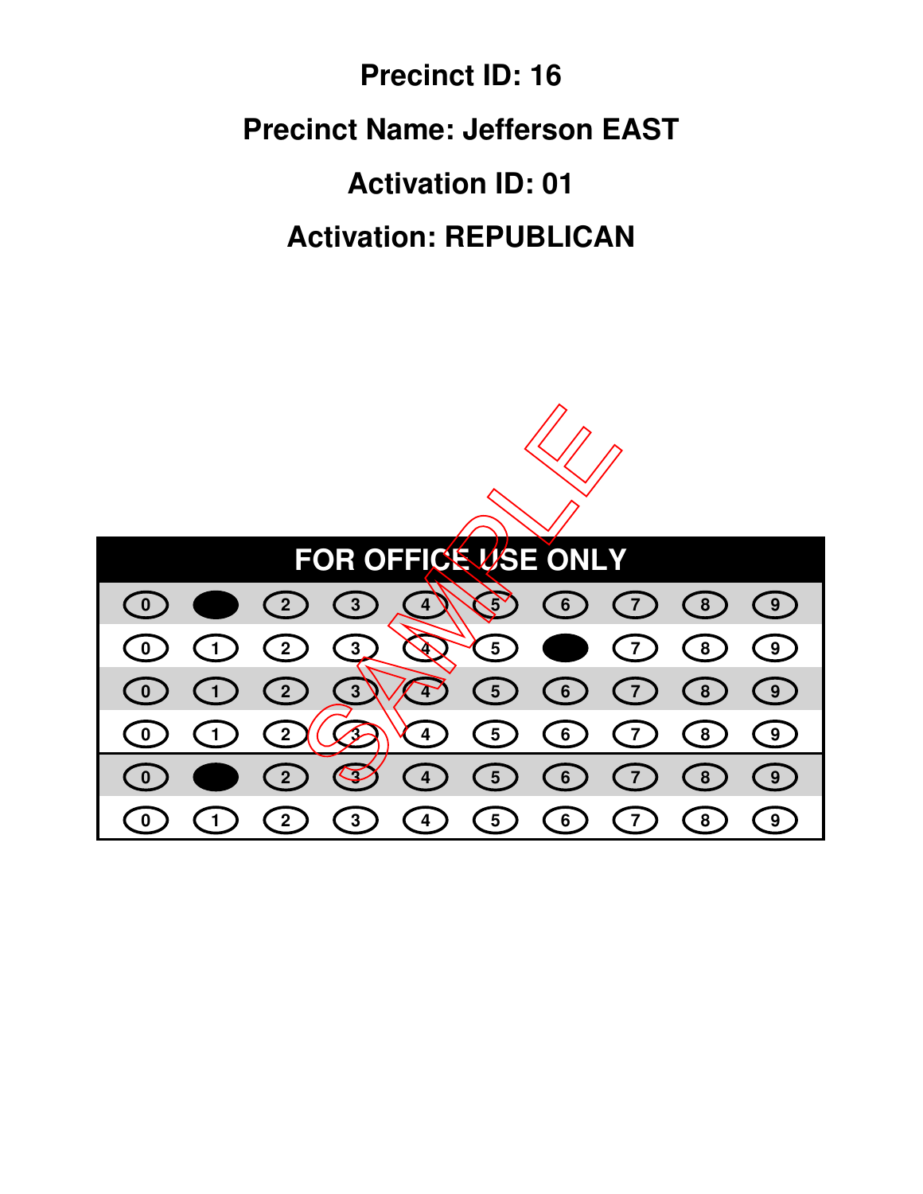**Precinct ID: 16**

**Precinct Name: Jefferson EAST**

**Activation ID: 01**

**Activation: REPUBLICAN**

SAMPLE

| FOR OFFICE USE ONLY | | | | | | | | | |
|---|---|---|---|---|---|---|---|---|---|
| 0 | ● | 2 | 3 | 4 | 5 | 6 | 7 | 8 | 9 |
| 0 | 1 | 2 | 3 | 4 | 5 | ● | 7 | 8 | 9 |
| 0 | 1 | 2 | 3 | 4 | 5 | 6 | 7 | 8 | 9 |
| 0 | 1 | 2 | 3 | 4 | 5 | 6 | 7 | 8 | 9 |
| 0 | ● | 2 | 3 | 4 | 5 | 6 | 7 | 8 | 9 |
| 0 | 1 | 2 | 3 | 4 | 5 | 6 | 7 | 8 | 9 |